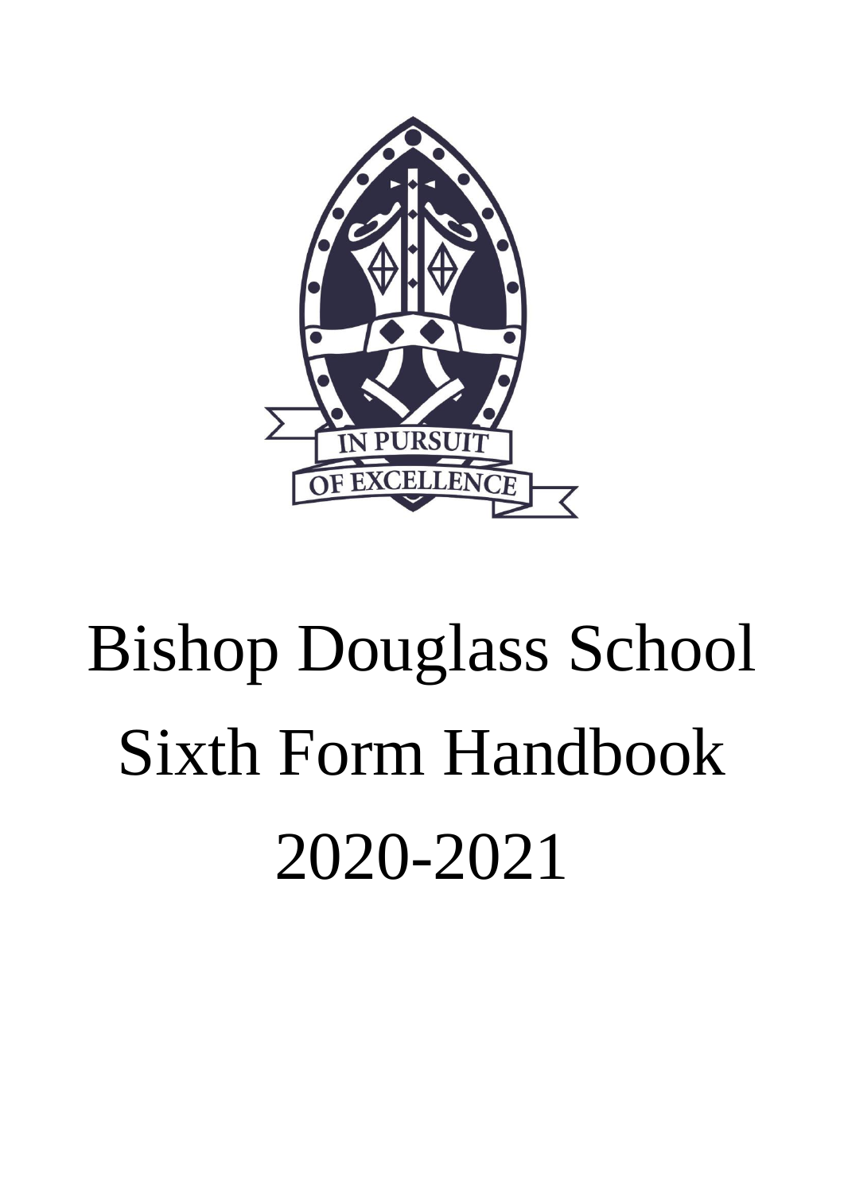IN PURSUIT OF EXCELLENCE

# Bishop Douglass School Sixth Form Handbook 2020-2021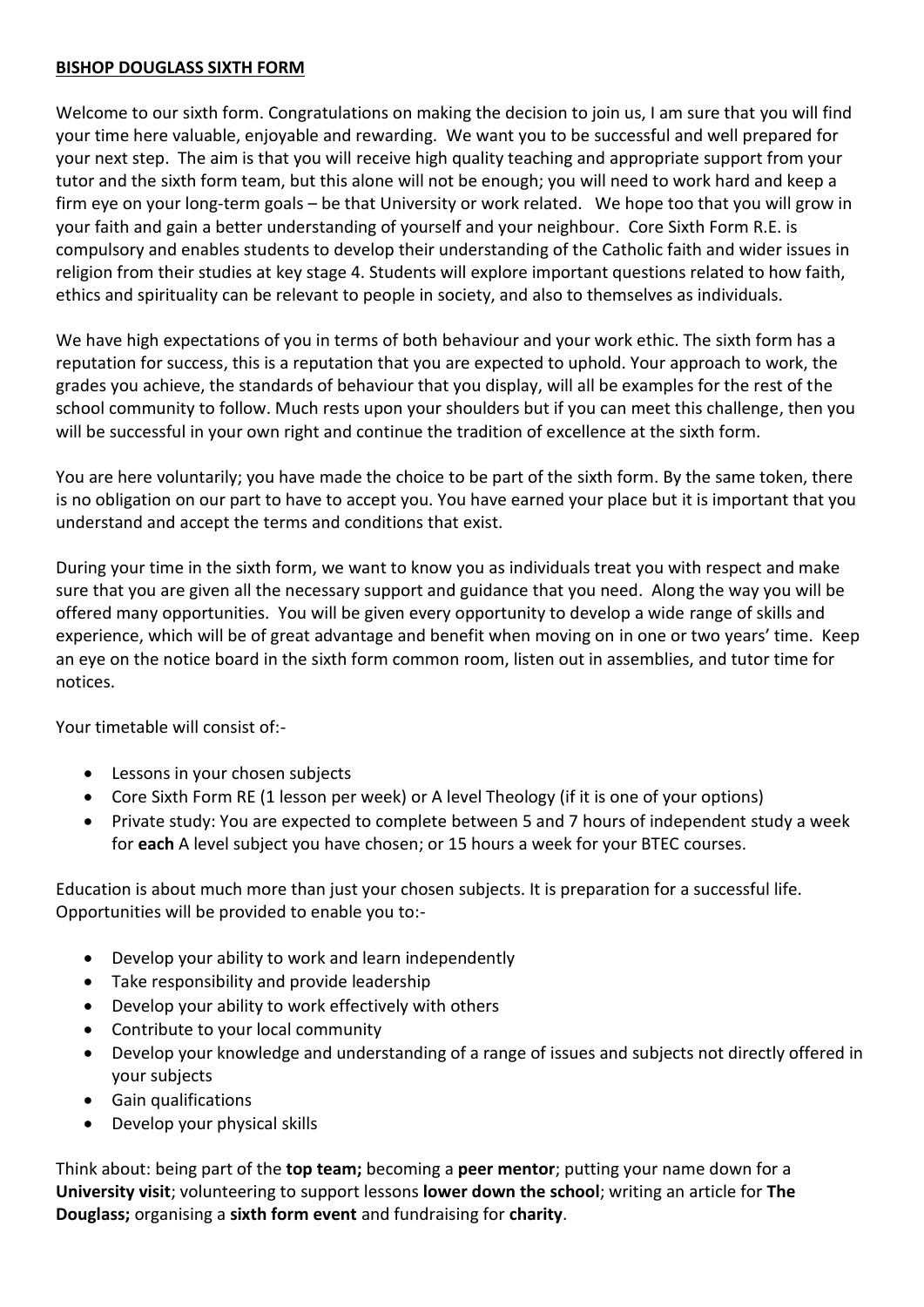# **BISHOP DOUGLASS SIXTH FORM**

Welcome to our sixth form. Congratulations on making the decision to join us, I am sure that you will find your time here valuable, enjoyable and rewarding. We want you to be successful and well prepared for your next step. The aim is that you will receive high quality teaching and appropriate support from your tutor and the sixth form team, but this alone will not be enough; you will need to work hard and keep a firm eye on your long-term goals – be that University or work related. We hope too that you will grow in your faith and gain a better understanding of yourself and your neighbour. Core Sixth Form R.E. is compulsory and enables students to develop their understanding of the Catholic faith and wider issues in religion from their studies at key stage 4. Students will explore important questions related to how faith, ethics and spirituality can be relevant to people in society, and also to themselves as individuals.

We have high expectations of you in terms of both behaviour and your work ethic. The sixth form has a reputation for success, this is a reputation that you are expected to uphold. Your approach to work, the grades you achieve, the standards of behaviour that you display, will all be examples for the rest of the school community to follow. Much rests upon your shoulders but if you can meet this challenge, then you will be successful in your own right and continue the tradition of excellence at the sixth form.

You are here voluntarily; you have made the choice to be part of the sixth form. By the same token, there is no obligation on our part to have to accept you. You have earned your place but it is important that you understand and accept the terms and conditions that exist.

During your time in the sixth form, we want to know you as individuals treat you with respect and make sure that you are given all the necessary support and guidance that you need. Along the way you will be offered many opportunities. You will be given every opportunity to develop a wide range of skills and experience, which will be of great advantage and benefit when moving on in one or two years' time. Keep an eye on the notice board in the sixth form common room, listen out in assemblies, and tutor time for notices.

Your timetable will consist of:-

- Lessons in your chosen subjects
- Core Sixth Form RE (1 lesson per week) or A level Theology (if it is one of your options)
- Private study: You are expected to complete between 5 and 7 hours of independent study a week for **each** A level subject you have chosen; or 15 hours a week for your BTEC courses.

Education is about much more than just your chosen subjects. It is preparation for a successful life. Opportunities will be provided to enable you to:-

- Develop your ability to work and learn independently
- Take responsibility and provide leadership
- Develop your ability to work effectively with others
- Contribute to your local community
- Develop your knowledge and understanding of a range of issues and subjects not directly offered in your subjects
- Gain qualifications
- Develop your physical skills

Think about: being part of the **top team;** becoming a **peer mentor**; putting your name down for a **University visit**; volunteering to support lessons **lower down the school**; writing an article for **The Douglass;** organising a **sixth form event** and fundraising for **charity**.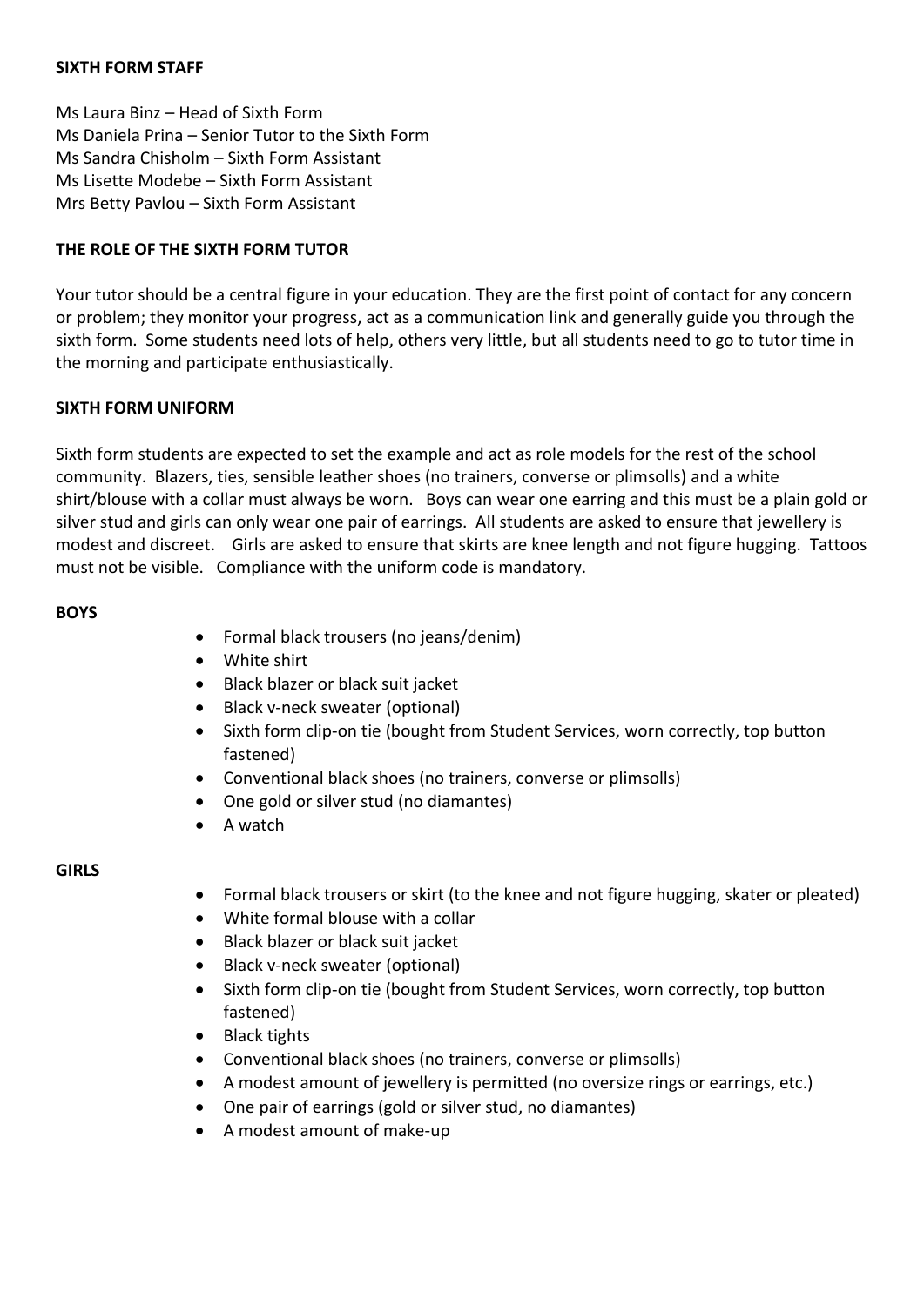## SIXTH FORM STAFF

Ms Laura Binz – Head of Sixth Form
Ms Daniela Prina – Senior Tutor to the Sixth Form
Ms Sandra Chisholm – Sixth Form Assistant
Ms Lisette Modebe – Sixth Form Assistant
Mrs Betty Pavlou – Sixth Form Assistant

## THE ROLE OF THE SIXTH FORM TUTOR

Your tutor should be a central figure in your education. They are the first point of contact for any concern or problem; they monitor your progress, act as a communication link and generally guide you through the sixth form. Some students need lots of help, others very little, but all students need to go to tutor time in the morning and participate enthusiastically.

## SIXTH FORM UNIFORM

Sixth form students are expected to set the example and act as role models for the rest of the school community. Blazers, ties, sensible leather shoes (no trainers, converse or plimsolls) and a white shirt/blouse with a collar must always be worn. Boys can wear one earring and this must be a plain gold or silver stud and girls can only wear one pair of earrings. All students are asked to ensure that jewellery is modest and discreet. Girls are asked to ensure that skirts are knee length and not figure hugging. Tattoos must not be visible. Compliance with the uniform code is mandatory.

### BOYS

- Formal black trousers (no jeans/denim)
- White shirt
- Black blazer or black suit jacket
- Black v-neck sweater (optional)
- Sixth form clip-on tie (bought from Student Services, worn correctly, top button fastened)
- Conventional black shoes (no trainers, converse or plimsolls)
- One gold or silver stud (no diamantes)
- A watch

### GIRLS

- Formal black trousers or skirt (to the knee and not figure hugging, skater or pleated)
- White formal blouse with a collar
- Black blazer or black suit jacket
- Black v-neck sweater (optional)
- Sixth form clip-on tie (bought from Student Services, worn correctly, top button fastened)
- Black tights
- Conventional black shoes (no trainers, converse or plimsolls)
- A modest amount of jewellery is permitted (no oversize rings or earrings, etc.)
- One pair of earrings (gold or silver stud, no diamantes)
- A modest amount of make-up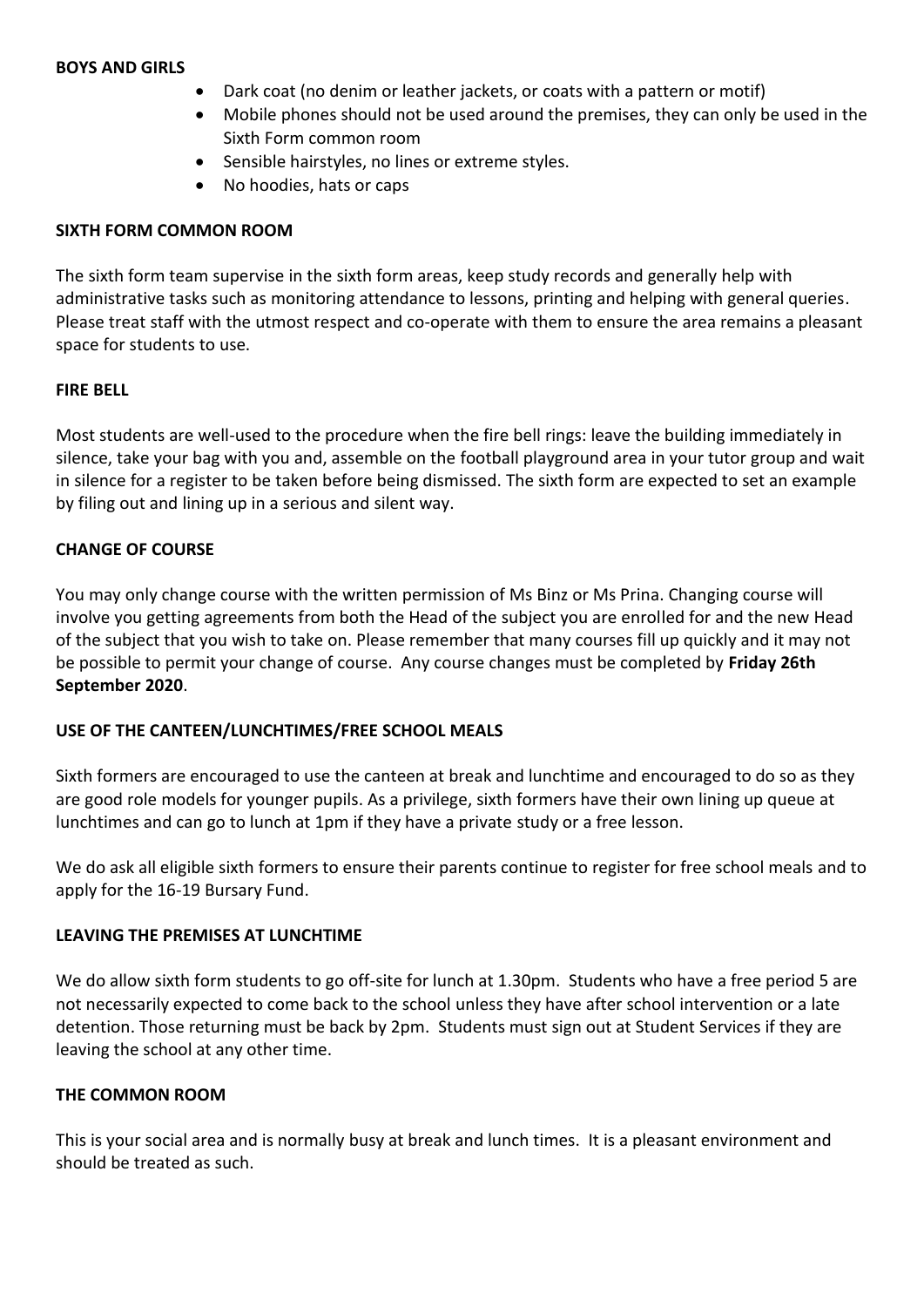**BOYS AND GIRLS**

- Dark coat (no denim or leather jackets, or coats with a pattern or motif)
- Mobile phones should not be used around the premises, they can only be used in the Sixth Form common room
- Sensible hairstyles, no lines or extreme styles.
- No hoodies, hats or caps

**SIXTH FORM COMMON ROOM**

The sixth form team supervise in the sixth form areas, keep study records and generally help with administrative tasks such as monitoring attendance to lessons, printing and helping with general queries. Please treat staff with the utmost respect and co-operate with them to ensure the area remains a pleasant space for students to use.

**FIRE BELL**

Most students are well-used to the procedure when the fire bell rings: leave the building immediately in silence, take your bag with you and, assemble on the football playground area in your tutor group and wait in silence for a register to be taken before being dismissed. The sixth form are expected to set an example by filing out and lining up in a serious and silent way.

**CHANGE OF COURSE**

You may only change course with the written permission of Ms Binz or Ms Prina. Changing course will involve you getting agreements from both the Head of the subject you are enrolled for and the new Head of the subject that you wish to take on. Please remember that many courses fill up quickly and it may not be possible to permit your change of course. Any course changes must be completed by **Friday 26th September 2020**.

**USE OF THE CANTEEN/LUNCHTIMES/FREE SCHOOL MEALS**

Sixth formers are encouraged to use the canteen at break and lunchtime and encouraged to do so as they are good role models for younger pupils. As a privilege, sixth formers have their own lining up queue at lunchtimes and can go to lunch at 1pm if they have a private study or a free lesson.

We do ask all eligible sixth formers to ensure their parents continue to register for free school meals and to apply for the 16-19 Bursary Fund.

**LEAVING THE PREMISES AT LUNCHTIME**

We do allow sixth form students to go off-site for lunch at 1.30pm. Students who have a free period 5 are not necessarily expected to come back to the school unless they have after school intervention or a late detention. Those returning must be back by 2pm. Students must sign out at Student Services if they are leaving the school at any other time.

**THE COMMON ROOM**

This is your social area and is normally busy at break and lunch times. It is a pleasant environment and should be treated as such.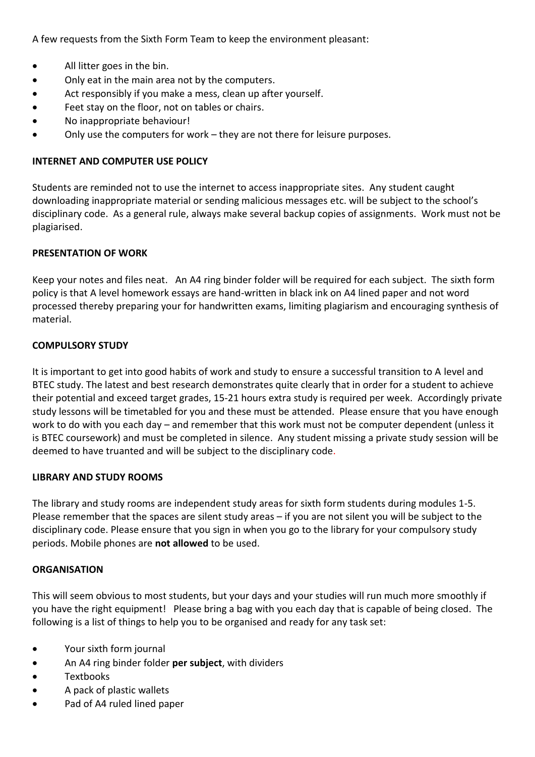A few requests from the Sixth Form Team to keep the environment pleasant:

- All litter goes in the bin.
- Only eat in the main area not by the computers.
- Act responsibly if you make a mess, clean up after yourself.
- Feet stay on the floor, not on tables or chairs.
- No inappropriate behaviour!
- Only use the computers for work – they are not there for leisure purposes.

**INTERNET AND COMPUTER USE POLICY**

Students are reminded not to use the internet to access inappropriate sites. Any student caught downloading inappropriate material or sending malicious messages etc. will be subject to the school's disciplinary code. As a general rule, always make several backup copies of assignments. Work must not be plagiarised.

**PRESENTATION OF WORK**

Keep your notes and files neat. An A4 ring binder folder will be required for each subject. The sixth form policy is that A level homework essays are hand-written in black ink on A4 lined paper and not word processed thereby preparing your for handwritten exams, limiting plagiarism and encouraging synthesis of material.

**COMPULSORY STUDY**

It is important to get into good habits of work and study to ensure a successful transition to A level and BTEC study. The latest and best research demonstrates quite clearly that in order for a student to achieve their potential and exceed target grades, 15-21 hours extra study is required per week. Accordingly private study lessons will be timetabled for you and these must be attended. Please ensure that you have enough work to do with you each day – and remember that this work must not be computer dependent (unless it is BTEC coursework) and must be completed in silence. Any student missing a private study session will be deemed to have truanted and will be subject to the disciplinary code.

**LIBRARY AND STUDY ROOMS**

The library and study rooms are independent study areas for sixth form students during modules 1-5. Please remember that the spaces are silent study areas – if you are not silent you will be subject to the disciplinary code. Please ensure that you sign in when you go to the library for your compulsory study periods. Mobile phones are **not allowed** to be used.

**ORGANISATION**

This will seem obvious to most students, but your days and your studies will run much more smoothly if you have the right equipment! Please bring a bag with you each day that is capable of being closed. The following is a list of things to help you to be organised and ready for any task set:

- Your sixth form journal
- An A4 ring binder folder **per subject**, with dividers
- Textbooks
- A pack of plastic wallets
- Pad of A4 ruled lined paper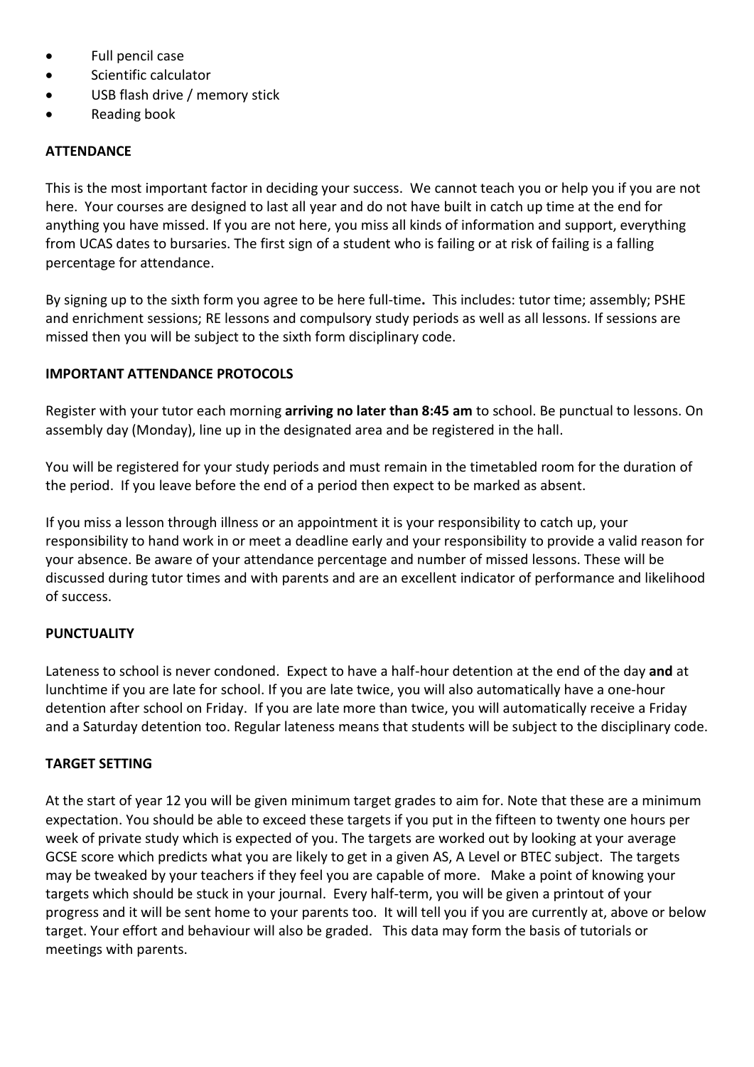- Full pencil case
- Scientific calculator
- USB flash drive / memory stick
- Reading book

## ATTENDANCE

This is the most important factor in deciding your success. We cannot teach you or help you if you are not here. Your courses are designed to last all year and do not have built in catch up time at the end for anything you have missed. If you are not here, you miss all kinds of information and support, everything from UCAS dates to bursaries. The first sign of a student who is failing or at risk of failing is a falling percentage for attendance.

By signing up to the sixth form you agree to be here full-time**.** This includes: tutor time; assembly; PSHE and enrichment sessions; RE lessons and compulsory study periods as well as all lessons. If sessions are missed then you will be subject to the sixth form disciplinary code.

## IMPORTANT ATTENDANCE PROTOCOLS

Register with your tutor each morning **arriving no later than 8:45 am** to school. Be punctual to lessons. On assembly day (Monday), line up in the designated area and be registered in the hall.

You will be registered for your study periods and must remain in the timetabled room for the duration of the period. If you leave before the end of a period then expect to be marked as absent.

If you miss a lesson through illness or an appointment it is your responsibility to catch up, your responsibility to hand work in or meet a deadline early and your responsibility to provide a valid reason for your absence. Be aware of your attendance percentage and number of missed lessons. These will be discussed during tutor times and with parents and are an excellent indicator of performance and likelihood of success.

## PUNCTUALITY

Lateness to school is never condoned. Expect to have a half-hour detention at the end of the day **and** at lunchtime if you are late for school. If you are late twice, you will also automatically have a one-hour detention after school on Friday. If you are late more than twice, you will automatically receive a Friday and a Saturday detention too. Regular lateness means that students will be subject to the disciplinary code.

## TARGET SETTING

At the start of year 12 you will be given minimum target grades to aim for. Note that these are a minimum expectation. You should be able to exceed these targets if you put in the fifteen to twenty one hours per week of private study which is expected of you. The targets are worked out by looking at your average GCSE score which predicts what you are likely to get in a given AS, A Level or BTEC subject. The targets may be tweaked by your teachers if they feel you are capable of more. Make a point of knowing your targets which should be stuck in your journal. Every half-term, you will be given a printout of your progress and it will be sent home to your parents too. It will tell you if you are currently at, above or below target. Your effort and behaviour will also be graded. This data may form the basis of tutorials or meetings with parents.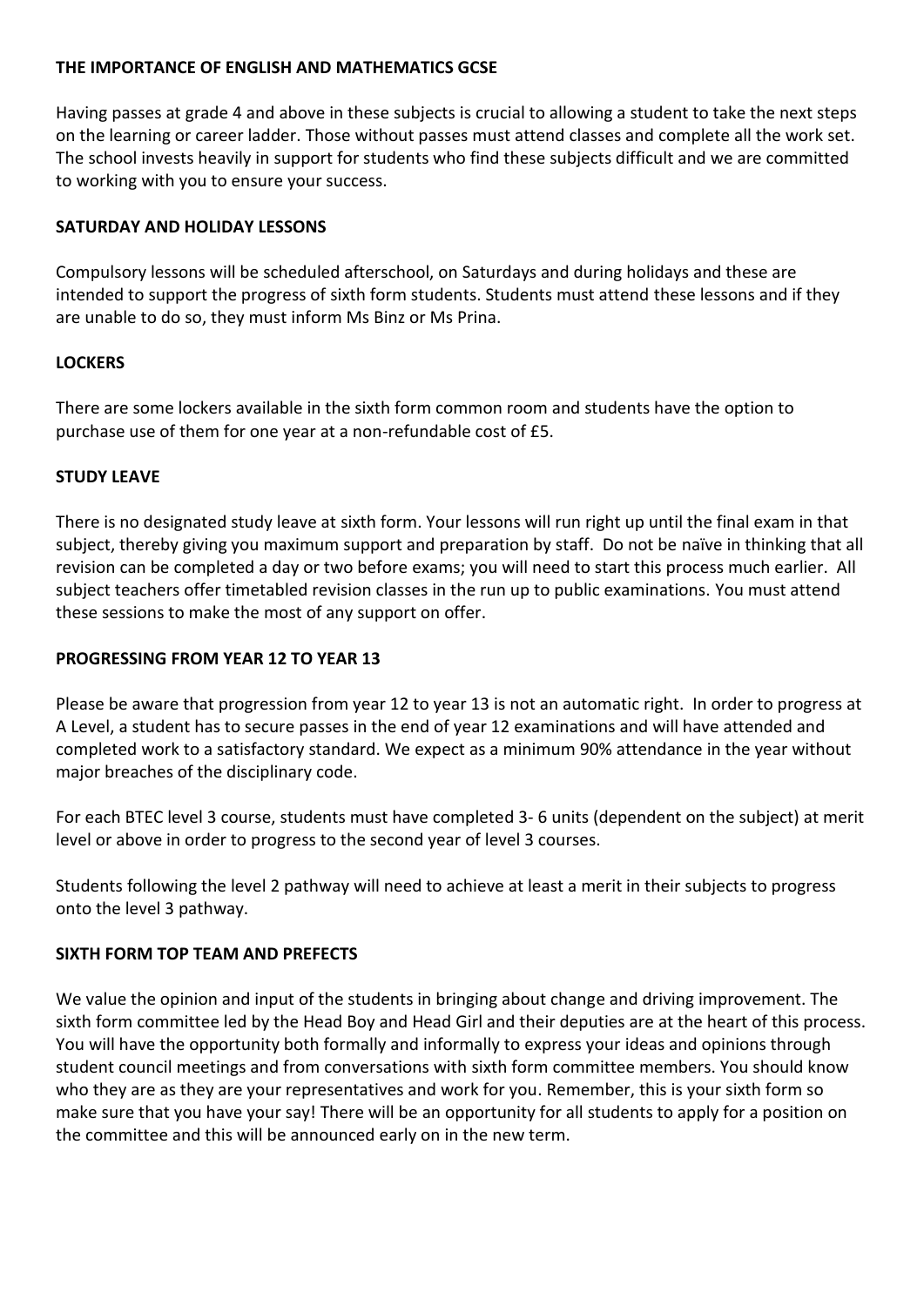## THE IMPORTANCE OF ENGLISH AND MATHEMATICS GCSE

Having passes at grade 4 and above in these subjects is crucial to allowing a student to take the next steps on the learning or career ladder. Those without passes must attend classes and complete all the work set. The school invests heavily in support for students who find these subjects difficult and we are committed to working with you to ensure your success.

## SATURDAY AND HOLIDAY LESSONS

Compulsory lessons will be scheduled afterschool, on Saturdays and during holidays and these are intended to support the progress of sixth form students. Students must attend these lessons and if they are unable to do so, they must inform Ms Binz or Ms Prina.

## LOCKERS

There are some lockers available in the sixth form common room and students have the option to purchase use of them for one year at a non-refundable cost of £5.

## STUDY LEAVE

There is no designated study leave at sixth form. Your lessons will run right up until the final exam in that subject, thereby giving you maximum support and preparation by staff. Do not be naïve in thinking that all revision can be completed a day or two before exams; you will need to start this process much earlier. All subject teachers offer timetabled revision classes in the run up to public examinations. You must attend these sessions to make the most of any support on offer.

## PROGRESSING FROM YEAR 12 TO YEAR 13

Please be aware that progression from year 12 to year 13 is not an automatic right. In order to progress at A Level, a student has to secure passes in the end of year 12 examinations and will have attended and completed work to a satisfactory standard. We expect as a minimum 90% attendance in the year without major breaches of the disciplinary code.

For each BTEC level 3 course, students must have completed 3- 6 units (dependent on the subject) at merit level or above in order to progress to the second year of level 3 courses.

Students following the level 2 pathway will need to achieve at least a merit in their subjects to progress onto the level 3 pathway.

## SIXTH FORM TOP TEAM AND PREFECTS

We value the opinion and input of the students in bringing about change and driving improvement. The sixth form committee led by the Head Boy and Head Girl and their deputies are at the heart of this process. You will have the opportunity both formally and informally to express your ideas and opinions through student council meetings and from conversations with sixth form committee members. You should know who they are as they are your representatives and work for you. Remember, this is your sixth form so make sure that you have your say! There will be an opportunity for all students to apply for a position on the committee and this will be announced early on in the new term.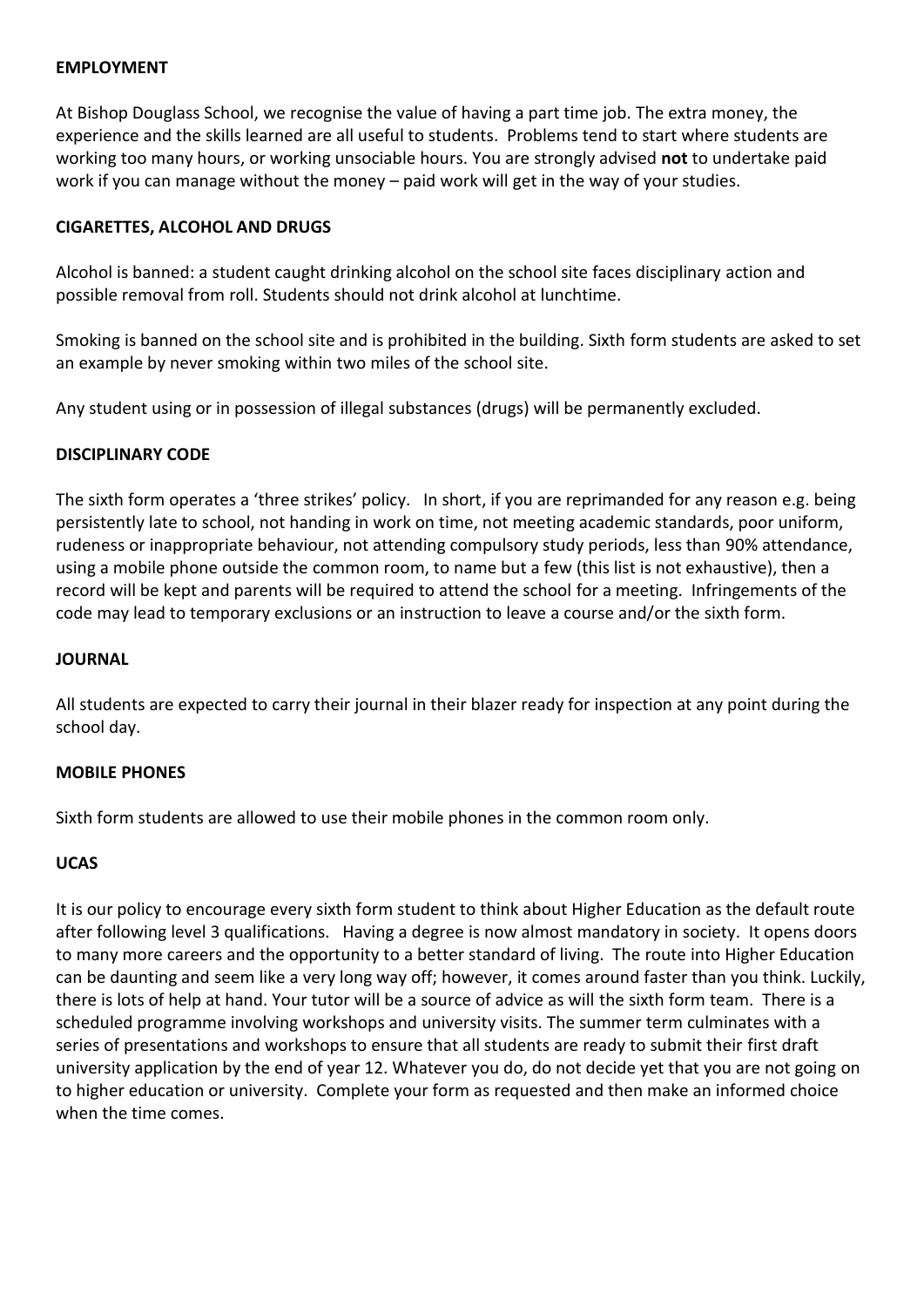## EMPLOYMENT

At Bishop Douglass School, we recognise the value of having a part time job. The extra money, the experience and the skills learned are all useful to students. Problems tend to start where students are working too many hours, or working unsociable hours. You are strongly advised **not** to undertake paid work if you can manage without the money – paid work will get in the way of your studies.

## CIGARETTES, ALCOHOL AND DRUGS

Alcohol is banned: a student caught drinking alcohol on the school site faces disciplinary action and possible removal from roll. Students should not drink alcohol at lunchtime.

Smoking is banned on the school site and is prohibited in the building. Sixth form students are asked to set an example by never smoking within two miles of the school site.

Any student using or in possession of illegal substances (drugs) will be permanently excluded.

## DISCIPLINARY CODE

The sixth form operates a 'three strikes' policy. In short, if you are reprimanded for any reason e.g. being persistently late to school, not handing in work on time, not meeting academic standards, poor uniform, rudeness or inappropriate behaviour, not attending compulsory study periods, less than 90% attendance, using a mobile phone outside the common room, to name but a few (this list is not exhaustive), then a record will be kept and parents will be required to attend the school for a meeting. Infringements of the code may lead to temporary exclusions or an instruction to leave a course and/or the sixth form.

## JOURNAL

All students are expected to carry their journal in their blazer ready for inspection at any point during the school day.

## MOBILE PHONES

Sixth form students are allowed to use their mobile phones in the common room only.

## UCAS

It is our policy to encourage every sixth form student to think about Higher Education as the default route after following level 3 qualifications. Having a degree is now almost mandatory in society. It opens doors to many more careers and the opportunity to a better standard of living. The route into Higher Education can be daunting and seem like a very long way off; however, it comes around faster than you think. Luckily, there is lots of help at hand. Your tutor will be a source of advice as will the sixth form team. There is a scheduled programme involving workshops and university visits. The summer term culminates with a series of presentations and workshops to ensure that all students are ready to submit their first draft university application by the end of year 12. Whatever you do, do not decide yet that you are not going on to higher education or university. Complete your form as requested and then make an informed choice when the time comes.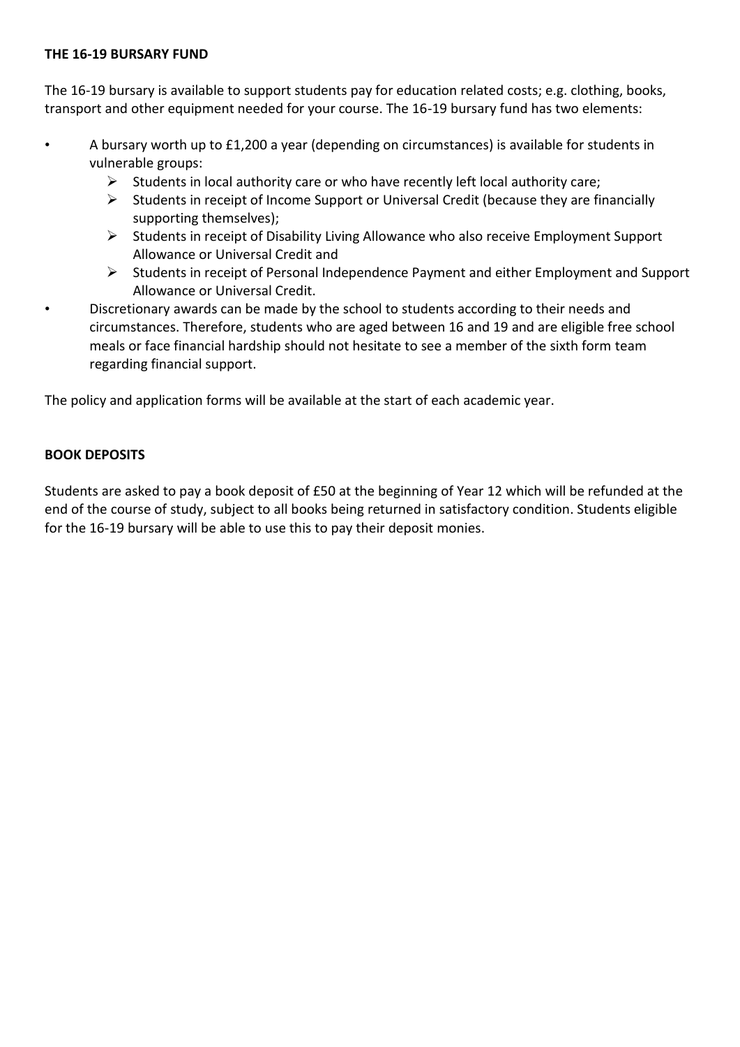**THE 16-19 BURSARY FUND**

The 16-19 bursary is available to support students pay for education related costs; e.g. clothing, books, transport and other equipment needed for your course. The 16-19 bursary fund has two elements:

- A bursary worth up to £1,200 a year (depending on circumstances) is available for students in vulnerable groups:
  - Students in local authority care or who have recently left local authority care;
  - Students in receipt of Income Support or Universal Credit (because they are financially supporting themselves);
  - Students in receipt of Disability Living Allowance who also receive Employment Support Allowance or Universal Credit and
  - Students in receipt of Personal Independence Payment and either Employment and Support Allowance or Universal Credit.
- Discretionary awards can be made by the school to students according to their needs and circumstances. Therefore, students who are aged between 16 and 19 and are eligible free school meals or face financial hardship should not hesitate to see a member of the sixth form team regarding financial support.

The policy and application forms will be available at the start of each academic year.

**BOOK DEPOSITS**

Students are asked to pay a book deposit of £50 at the beginning of Year 12 which will be refunded at the end of the course of study, subject to all books being returned in satisfactory condition. Students eligible for the 16-19 bursary will be able to use this to pay their deposit monies.